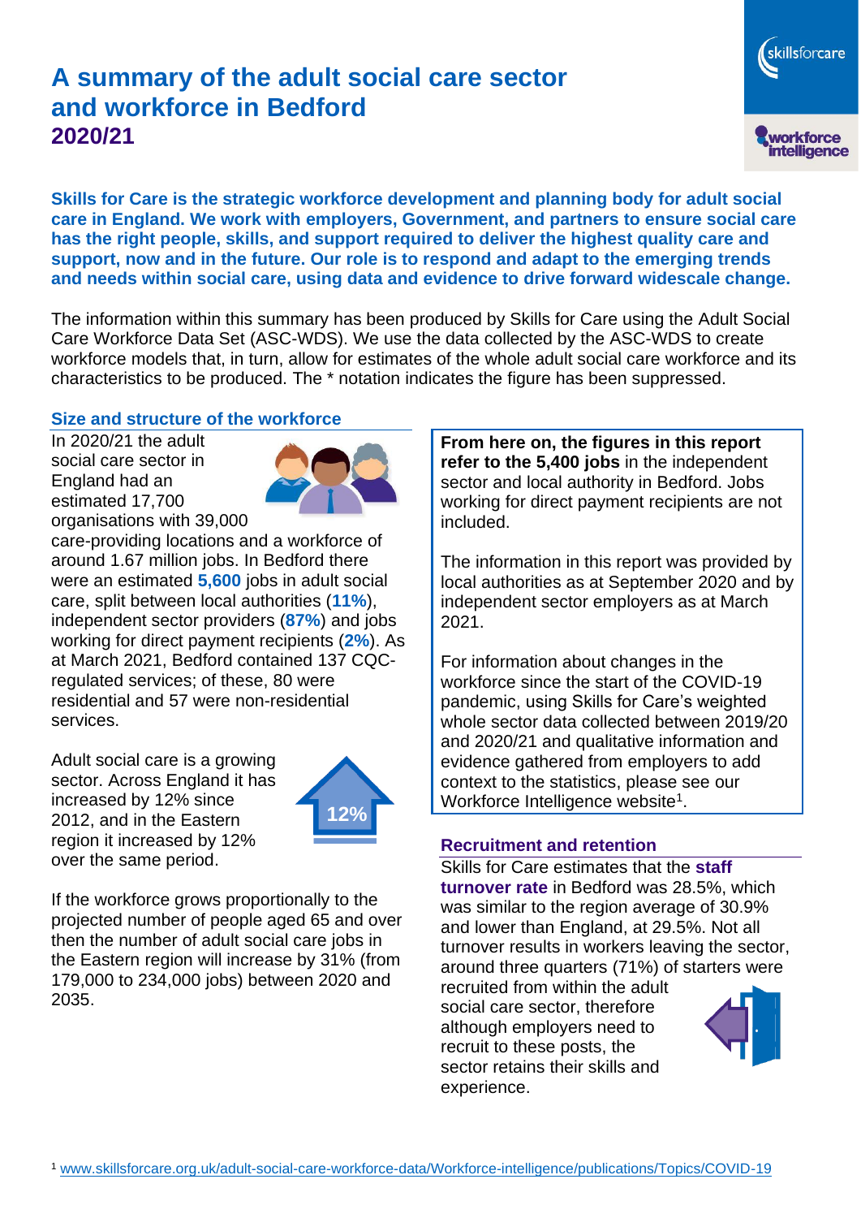# A summary of the adult social care sector and workforce in Bedford
## 2020/21

**Skills for Care is the strategic workforce development and planning body for adult social care in England. We work with employers, Government, and partners to ensure social care has the right people, skills, and support required to deliver the highest quality care and support, now and in the future. Our role is to respond and adapt to the emerging trends and needs within social care, using data and evidence to drive forward widescale change.**

The information within this summary has been produced by Skills for Care using the Adult Social Care Workforce Data Set (ASC-WDS). We use the data collected by the ASC-WDS to create workforce models that, in turn, allow for estimates of the whole adult social care workforce and its characteristics to be produced. The * notation indicates the figure has been suppressed.

### Size and structure of the workforce

In 2020/21 the adult social care sector in England had an estimated 17,700 organisations with 39,000 care-providing locations and a workforce of around 1.67 million jobs. In Bedford there were an estimated **5,600** jobs in adult social care, split between local authorities (**11%**), independent sector providers (**87%**) and jobs working for direct payment recipients (**2%**). As at March 2021, Bedford contained 137 CQC-regulated services; of these, 80 were residential and 57 were non-residential services.

Adult social care is a growing sector. Across England it has increased by 12% since 2012, and in the Eastern region it increased by 12% over the same period.

12%

If the workforce grows proportionally to the projected number of people aged 65 and over then the number of adult social care jobs in the Eastern region will increase by 31% (from 179,000 to 234,000 jobs) between 2020 and 2035.

**From here on, the figures in this report refer to the 5,400 jobs** in the independent sector and local authority in Bedford. Jobs working for direct payment recipients are not included.

The information in this report was provided by local authorities as at September 2020 and by independent sector employers as at March 2021.

For information about changes in the workforce since the start of the COVID-19 pandemic, using Skills for Care's weighted whole sector data collected between 2019/20 and 2020/21 and qualitative information and evidence gathered from employers to add context to the statistics, please see our Workforce Intelligence website[1].

### Recruitment and retention

Skills for Care estimates that the **staff turnover rate** in Bedford was 28.5%, which was similar to the region average of 30.9% and lower than England, at 29.5%. Not all turnover results in workers leaving the sector, around three quarters (71%) of starters were recruited from within the adult social care sector, therefore although employers need to recruit to these posts, the sector retains their skills and experience.

[1] www.skillsforcare.org.uk/adult-social-care-workforce-data/Workforce-intelligence/publications/Topics/COVID-19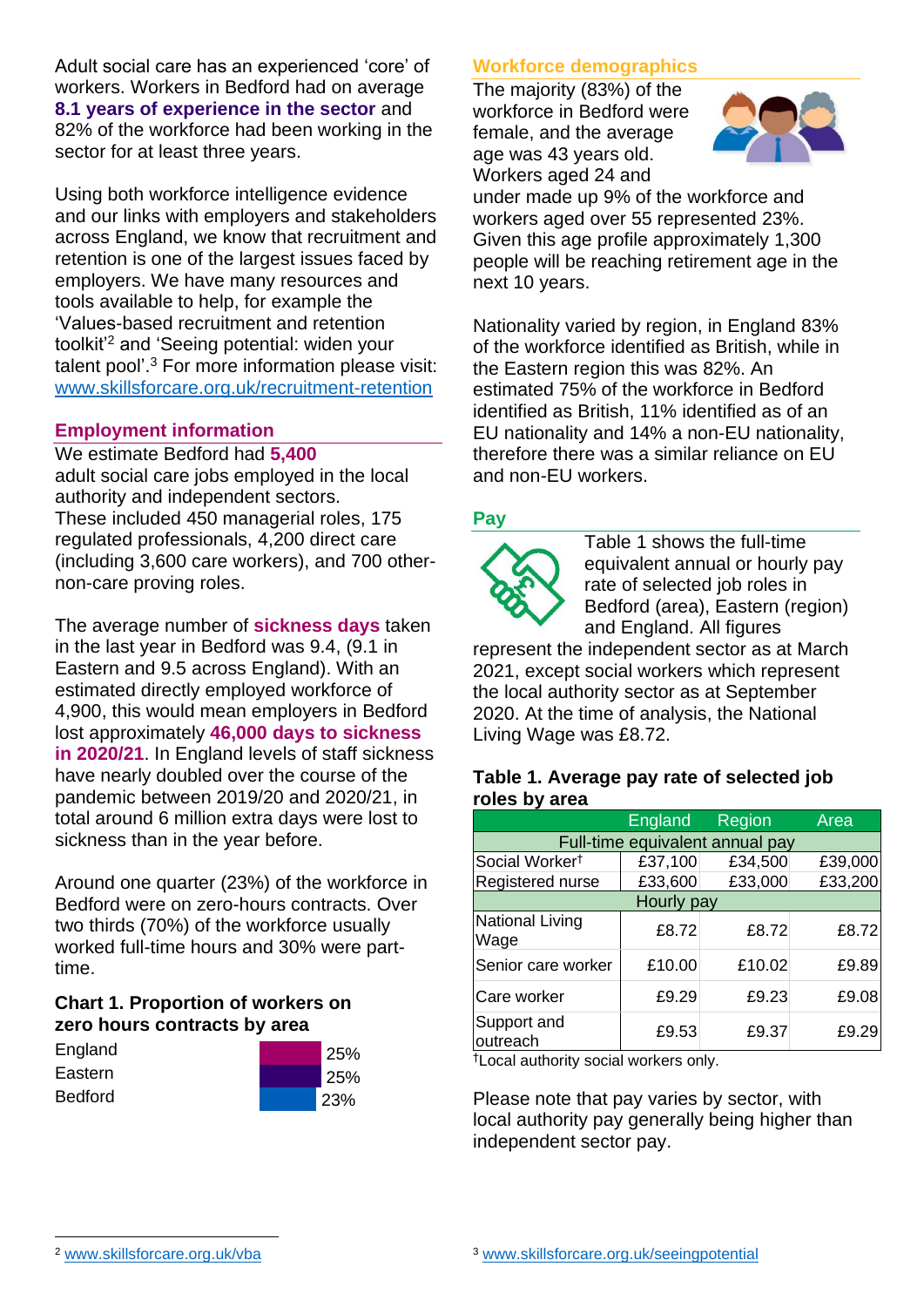Adult social care has an experienced 'core' of workers. Workers in Bedford had on average **8.1 years of experience in the sector** and 82% of the workforce had been working in the sector for at least three years.

Using both workforce intelligence evidence and our links with employers and stakeholders across England, we know that recruitment and retention is one of the largest issues faced by employers. We have many resources and tools available to help, for example the 'Values-based recruitment and retention toolkit'[2] and 'Seeing potential: widen your talent pool'.[3] For more information please visit: www.skillsforcare.org.uk/recruitment-retention

## Employment information

We estimate Bedford had **5,400** adult social care jobs employed in the local authority and independent sectors. These included 450 managerial roles, 175 regulated professionals, 4,200 direct care (including 3,600 care workers), and 700 other-non-care proving roles.

The average number of **sickness days** taken in the last year in Bedford was 9.4, (9.1 in Eastern and 9.5 across England). With an estimated directly employed workforce of 4,900, this would mean employers in Bedford lost approximately **46,000 days to sickness in 2020/21**. In England levels of staff sickness have nearly doubled over the course of the pandemic between 2019/20 and 2020/21, in total around 6 million extra days were lost to sickness than in the year before.

Around one quarter (23%) of the workforce in Bedford were on zero-hours contracts. Over two thirds (70%) of the workforce usually worked full-time hours and 30% were part-time.

### Chart 1. Proportion of workers on zero hours contracts by area

| Area | Proportion |
|---|---|
| England | 25% |
| Eastern | 25% |
| Bedford | 23% |

## Workforce demographics

The majority (83%) of the workforce in Bedford were female, and the average age was 43 years old. Workers aged 24 and under made up 9% of the workforce and workers aged over 55 represented 23%. Given this age profile approximately 1,300 people will be reaching retirement age in the next 10 years.

Nationality varied by region, in England 83% of the workforce identified as British, while in the Eastern region this was 82%. An estimated 75% of the workforce in Bedford identified as British, 11% identified as of an EU nationality and 14% a non-EU nationality, therefore there was a similar reliance on EU and non-EU workers.

## Pay

Table 1 shows the full-time equivalent annual or hourly pay rate of selected job roles in Bedford (area), Eastern (region) and England. All figures represent the independent sector as at March 2021, except social workers which represent the local authority sector as at September 2020. At the time of analysis, the National Living Wage was £8.72.

### Table 1. Average pay rate of selected job roles by area

| | England | Region | Area |
|---|---|---|---|
| **Full-time equivalent annual pay** | | | |
| Social Worker† | £37,100 | £34,500 | £39,000 |
| Registered nurse | £33,600 | £33,000 | £33,200 |
| **Hourly pay** | | | |
| National Living Wage | £8.72 | £8.72 | £8.72 |
| Senior care worker | £10.00 | £10.02 | £9.89 |
| Care worker | £9.29 | £9.23 | £9.08 |
| Support and outreach | £9.53 | £9.37 | £9.29 |

†Local authority social workers only.

Please note that pay varies by sector, with local authority pay generally being higher than independent sector pay.

[2] www.skillsforcare.org.uk/vba

[3] www.skillsforcare.org.uk/seeingpotential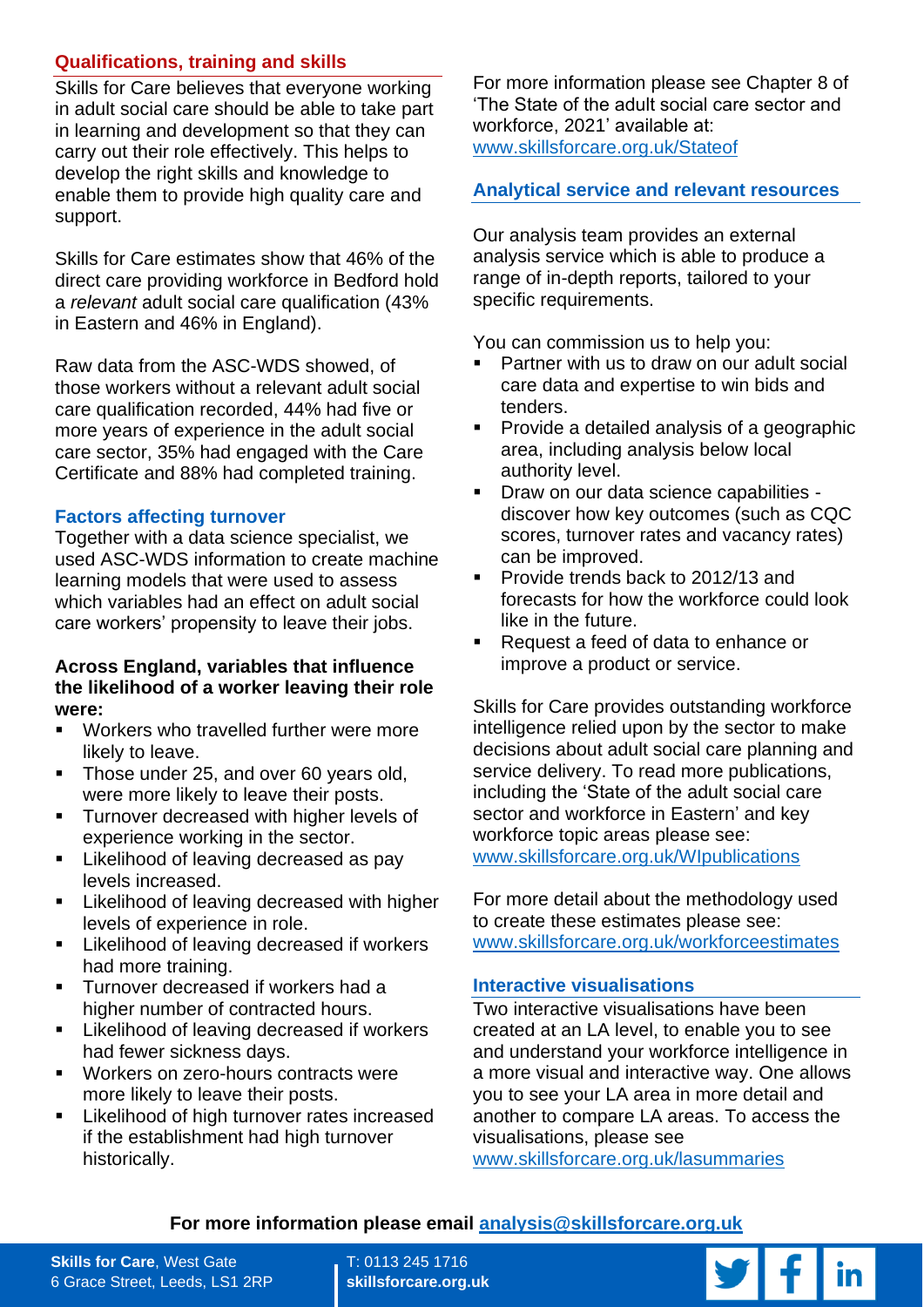## Qualifications, training and skills

Skills for Care believes that everyone working in adult social care should be able to take part in learning and development so that they can carry out their role effectively. This helps to develop the right skills and knowledge to enable them to provide high quality care and support.

Skills for Care estimates show that 46% of the direct care providing workforce in Bedford hold a *relevant* adult social care qualification (43% in Eastern and 46% in England).

Raw data from the ASC-WDS showed, of those workers without a relevant adult social care qualification recorded, 44% had five or more years of experience in the adult social care sector, 35% had engaged with the Care Certificate and 88% had completed training.

## Factors affecting turnover

Together with a data science specialist, we used ASC-WDS information to create machine learning models that were used to assess which variables had an effect on adult social care workers' propensity to leave their jobs.

**Across England, variables that influence the likelihood of a worker leaving their role were:**

- Workers who travelled further were more likely to leave.
- Those under 25, and over 60 years old, were more likely to leave their posts.
- Turnover decreased with higher levels of experience working in the sector.
- Likelihood of leaving decreased as pay levels increased.
- Likelihood of leaving decreased with higher levels of experience in role.
- Likelihood of leaving decreased if workers had more training.
- Turnover decreased if workers had a higher number of contracted hours.
- Likelihood of leaving decreased if workers had fewer sickness days.
- Workers on zero-hours contracts were more likely to leave their posts.
- Likelihood of high turnover rates increased if the establishment had high turnover historically.

For more information please see Chapter 8 of 'The State of the adult social care sector and workforce, 2021' available at: www.skillsforcare.org.uk/Stateof

## Analytical service and relevant resources

Our analysis team provides an external analysis service which is able to produce a range of in-depth reports, tailored to your specific requirements.

You can commission us to help you:

- Partner with us to draw on our adult social care data and expertise to win bids and tenders.
- Provide a detailed analysis of a geographic area, including analysis below local authority level.
- Draw on our data science capabilities - discover how key outcomes (such as CQC scores, turnover rates and vacancy rates) can be improved.
- Provide trends back to 2012/13 and forecasts for how the workforce could look like in the future.
- Request a feed of data to enhance or improve a product or service.

Skills for Care provides outstanding workforce intelligence relied upon by the sector to make decisions about adult social care planning and service delivery. To read more publications, including the 'State of the adult social care sector and workforce in Eastern' and key workforce topic areas please see: www.skillsforcare.org.uk/WIpublications

For more detail about the methodology used to create these estimates please see: www.skillsforcare.org.uk/workforceestimates

## Interactive visualisations

Two interactive visualisations have been created at an LA level, to enable you to see and understand your workforce intelligence in a more visual and interactive way. One allows you to see your LA area in more detail and another to compare LA areas. To access the visualisations, please see www.skillsforcare.org.uk/lasummaries

**For more information please email analysis@skillsforcare.org.uk**

**Skills for Care**, West Gate
6 Grace Street, Leeds, LS1 2RP

T: 0113 245 1716
**skillsforcare.org.uk**